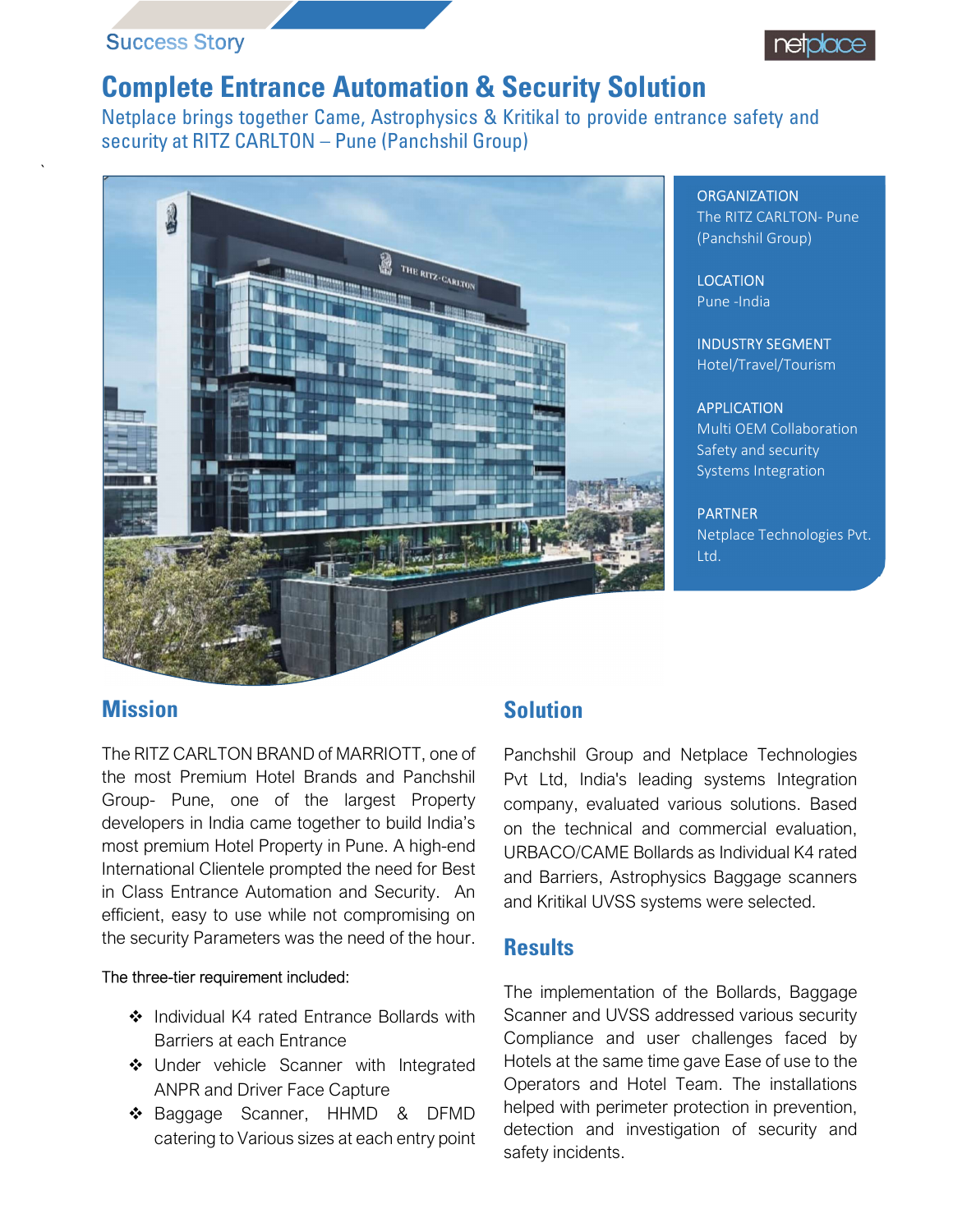Success Story

# Complete Entrance Automation & Security Solution

Netplace brings together Came, Astrophysics & Kritikal to provide entrance safety and security at RITZ CARLTON – Pune (Panchshil Group)

**ORGANIZATION**
The RITZ CARLTON- Pune (Panchshil Group)

**LOCATION**
Pune -India

**INDUSTRY SEGMENT**
Hotel/Travel/Tourism

**APPLICATION**
Multi OEM Collaboration
Safety and security
Systems Integration

**PARTNER**
Netplace Technologies Pvt. Ltd.

## Mission

The RITZ CARLTON BRAND of MARRIOTT, one of the most Premium Hotel Brands and Panchshil Group- Pune, one of the largest Property developers in India came together to build India's most premium Hotel Property in Pune. A high-end International Clientele prompted the need for Best in Class Entrance Automation and Security. An efficient, easy to use while not compromising on the security Parameters was the need of the hour.

The three-tier requirement included:

- Individual K4 rated Entrance Bollards with Barriers at each Entrance
- Under vehicle Scanner with Integrated ANPR and Driver Face Capture
- Baggage Scanner, HHMD & DFMD catering to Various sizes at each entry point

## Solution

Panchshil Group and Netplace Technologies Pvt Ltd, India's leading systems Integration company, evaluated various solutions. Based on the technical and commercial evaluation, URBACO/CAME Bollards as Individual K4 rated and Barriers, Astrophysics Baggage scanners and Kritikal UVSS systems were selected.

## Results

The implementation of the Bollards, Baggage Scanner and UVSS addressed various security Compliance and user challenges faced by Hotels at the same time gave Ease of use to the Operators and Hotel Team. The installations helped with perimeter protection in prevention, detection and investigation of security and safety incidents.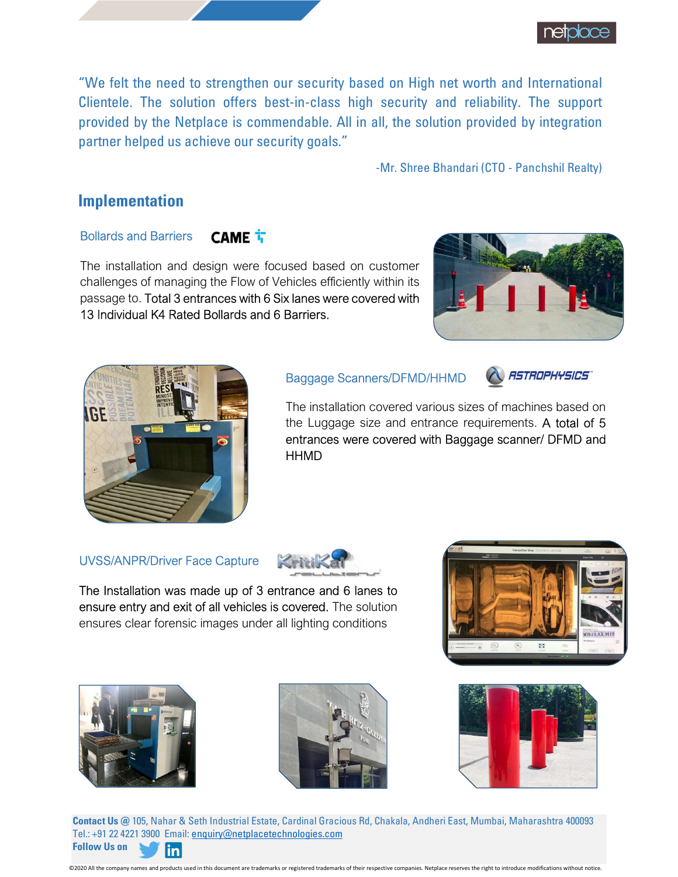"We felt the need to strengthen our security based on High net worth and International Clientele. The solution offers best-in-class high security and reliability. The support provided by the Netplace is commendable. All in all, the solution provided by integration partner helped us achieve our security goals."

-Mr. Shree Bhandari (CTO - Panchshil Realty)

## Implementation

### Bollards and Barriers

The installation and design were focused based on customer challenges of managing the Flow of Vehicles efficiently within its passage to. Total 3 entrances with 6 Six lanes were covered with 13 Individual K4 Rated Bollards and 6 Barriers.

### Baggage Scanners/DFMD/HHMD

The installation covered various sizes of machines based on the Luggage size and entrance requirements. A total of 5 entrances were covered with Baggage scanner/ DFMD and HHMD

### UVSS/ANPR/Driver Face Capture

The Installation was made up of 3 entrance and 6 lanes to ensure entry and exit of all vehicles is covered. The solution ensures clear forensic images under all lighting conditions

**Contact Us @** 105, Nahar & Seth Industrial Estate, Cardinal Gracious Rd, Chakala, Andheri East, Mumbai, Maharashtra 400093
Tel.: +91 22 4221 3900 Email: enquiry@netplacetechnologies.com
**Follow Us on**

©2020 All the company names and products used in this document are trademarks or registered trademarks of their respective companies. Netplace reserves the right to introduce modifications without notice.